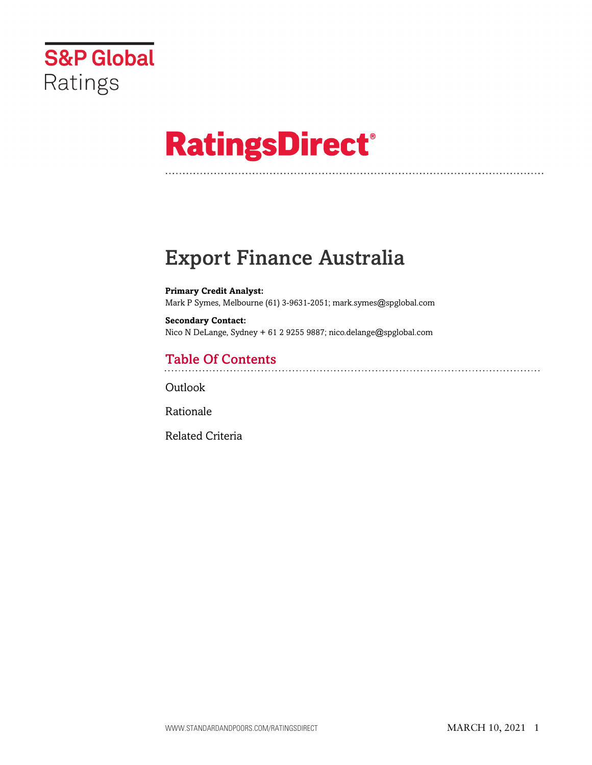S&P Global Ratings

# RatingsDirect®

# Export Finance Australia

**Primary Credit Analyst:**
Mark P Symes, Melbourne (61) 3-9631-2051; mark.symes@spglobal.com

**Secondary Contact:**
Nico N DeLange, Sydney + 61 2 9255 9887; nico.delange@spglobal.com

## Table Of Contents

Outlook

Rationale

Related Criteria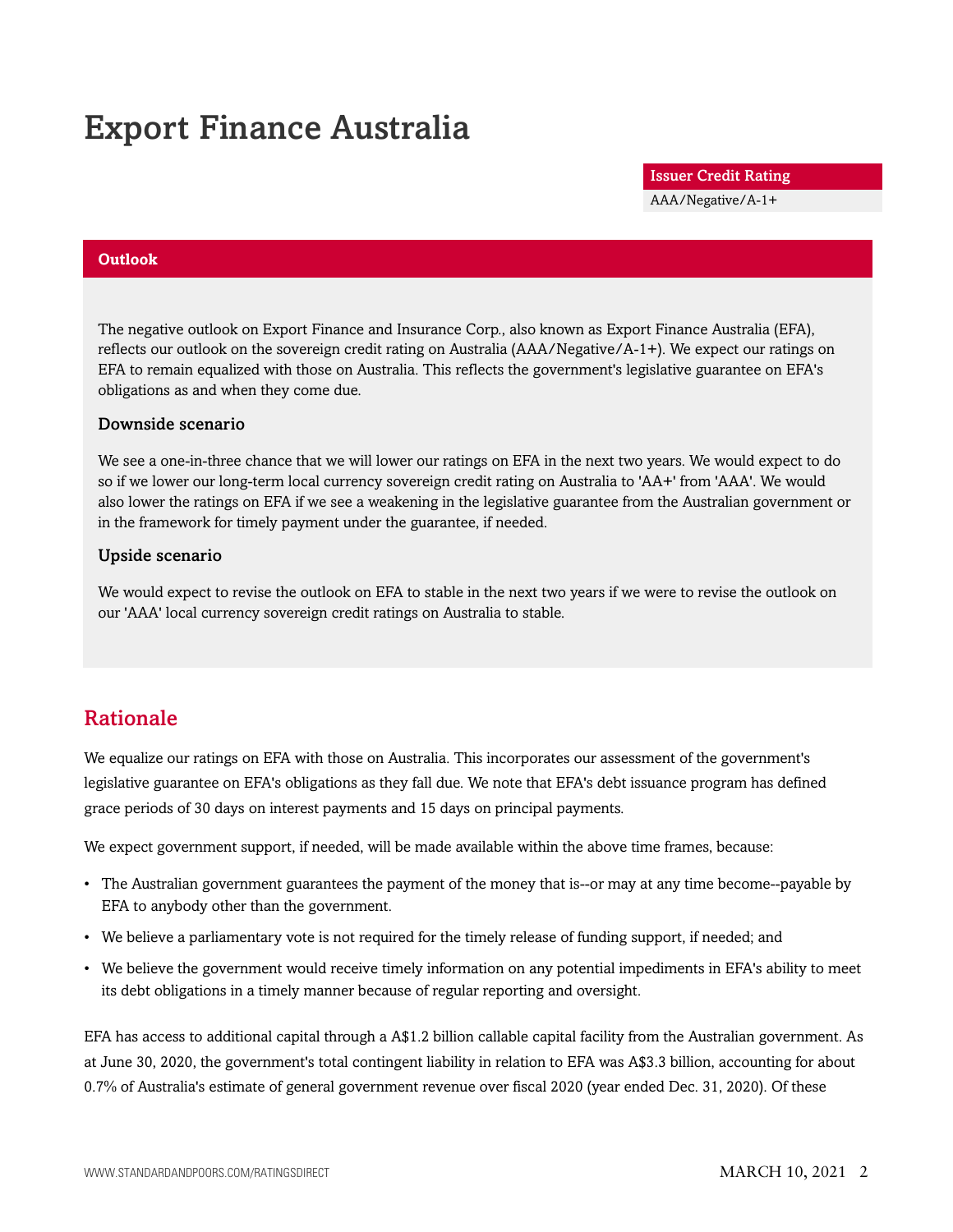# Export Finance Australia

| Issuer Credit Rating |
| --- |
| AAA/Negative/A-1+ |

## Outlook

The negative outlook on Export Finance and Insurance Corp., also known as Export Finance Australia (EFA), reflects our outlook on the sovereign credit rating on Australia (AAA/Negative/A-1+). We expect our ratings on EFA to remain equalized with those on Australia. This reflects the government's legislative guarantee on EFA's obligations as and when they come due.

### Downside scenario

We see a one-in-three chance that we will lower our ratings on EFA in the next two years. We would expect to do so if we lower our long-term local currency sovereign credit rating on Australia to 'AA+' from 'AAA'. We would also lower the ratings on EFA if we see a weakening in the legislative guarantee from the Australian government or in the framework for timely payment under the guarantee, if needed.

### Upside scenario

We would expect to revise the outlook on EFA to stable in the next two years if we were to revise the outlook on our 'AAA' local currency sovereign credit ratings on Australia to stable.

## Rationale

We equalize our ratings on EFA with those on Australia. This incorporates our assessment of the government's legislative guarantee on EFA's obligations as they fall due. We note that EFA's debt issuance program has defined grace periods of 30 days on interest payments and 15 days on principal payments.

We expect government support, if needed, will be made available within the above time frames, because:

- The Australian government guarantees the payment of the money that is--or may at any time become--payable by EFA to anybody other than the government.
- We believe a parliamentary vote is not required for the timely release of funding support, if needed; and
- We believe the government would receive timely information on any potential impediments in EFA's ability to meet its debt obligations in a timely manner because of regular reporting and oversight.

EFA has access to additional capital through a A$1.2 billion callable capital facility from the Australian government. As at June 30, 2020, the government's total contingent liability in relation to EFA was A$3.3 billion, accounting for about 0.7% of Australia's estimate of general government revenue over fiscal 2020 (year ended Dec. 31, 2020). Of these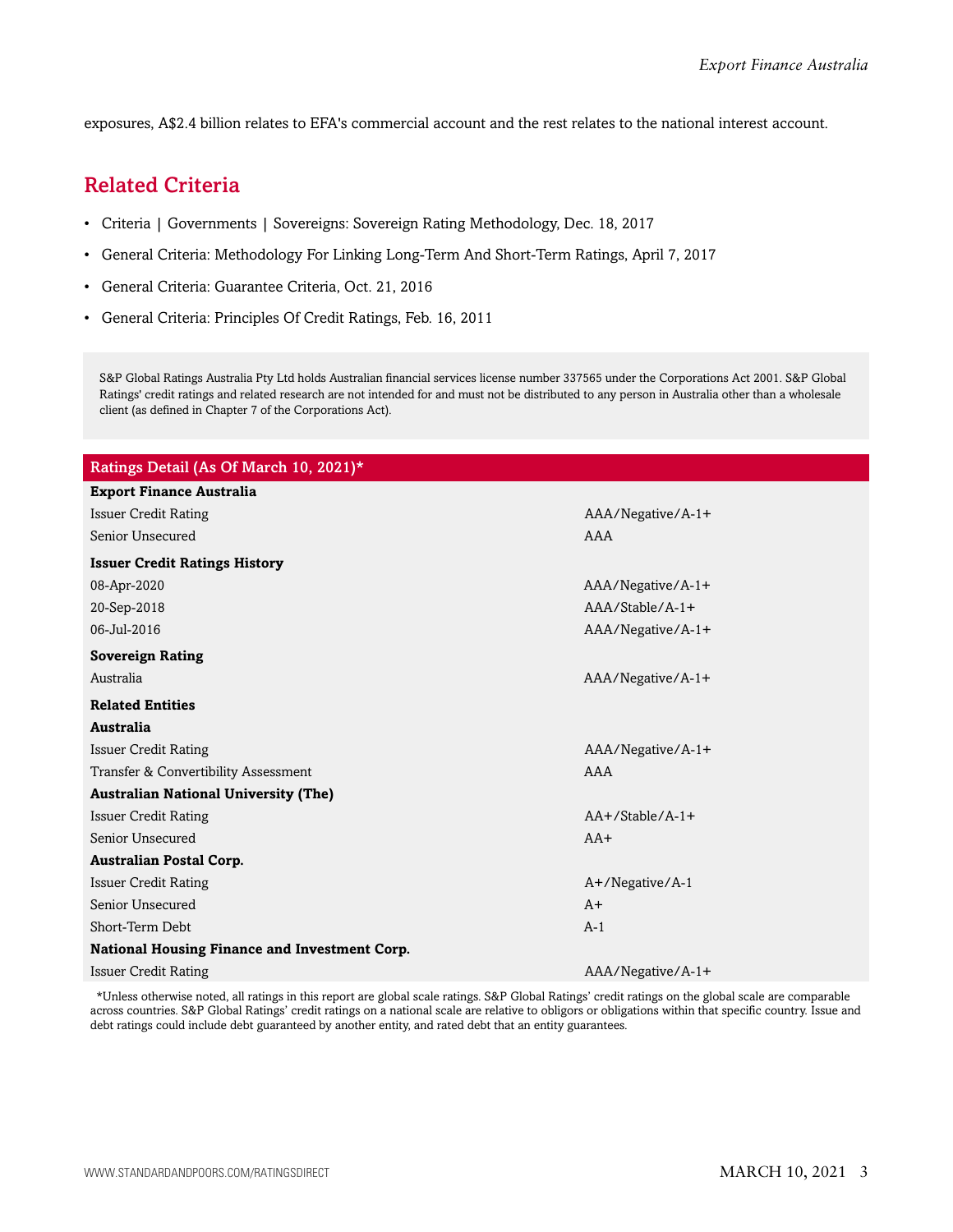exposures, A$2.4 billion relates to EFA's commercial account and the rest relates to the national interest account.

## Related Criteria

- Criteria | Governments | Sovereigns: Sovereign Rating Methodology, Dec. 18, 2017
- General Criteria: Methodology For Linking Long-Term And Short-Term Ratings, April 7, 2017
- General Criteria: Guarantee Criteria, Oct. 21, 2016
- General Criteria: Principles Of Credit Ratings, Feb. 16, 2011

S&P Global Ratings Australia Pty Ltd holds Australian financial services license number 337565 under the Corporations Act 2001. S&P Global Ratings' credit ratings and related research are not intended for and must not be distributed to any person in Australia other than a wholesale client (as defined in Chapter 7 of the Corporations Act).

| Ratings Detail (As Of March 10, 2021)* | |
|---|---|
| **Export Finance Australia** | |
| Issuer Credit Rating | AAA/Negative/A-1+ |
| Senior Unsecured | AAA |
| **Issuer Credit Ratings History** | |
| 08-Apr-2020 | AAA/Negative/A-1+ |
| 20-Sep-2018 | AAA/Stable/A-1+ |
| 06-Jul-2016 | AAA/Negative/A-1+ |
| **Sovereign Rating** | |
| Australia | AAA/Negative/A-1+ |
| **Related Entities** | |
| **Australia** | |
| Issuer Credit Rating | AAA/Negative/A-1+ |
| Transfer & Convertibility Assessment | AAA |
| **Australian National University (The)** | |
| Issuer Credit Rating | AA+/Stable/A-1+ |
| Senior Unsecured | AA+ |
| **Australian Postal Corp.** | |
| Issuer Credit Rating | A+/Negative/A-1 |
| Senior Unsecured | A+ |
| Short-Term Debt | A-1 |
| **National Housing Finance and Investment Corp.** | |
| Issuer Credit Rating | AAA/Negative/A-1+ |

*Unless otherwise noted, all ratings in this report are global scale ratings. S&P Global Ratings' credit ratings on the global scale are comparable across countries. S&P Global Ratings' credit ratings on a national scale are relative to obligors or obligations within that specific country. Issue and debt ratings could include debt guaranteed by another entity, and rated debt that an entity guarantees.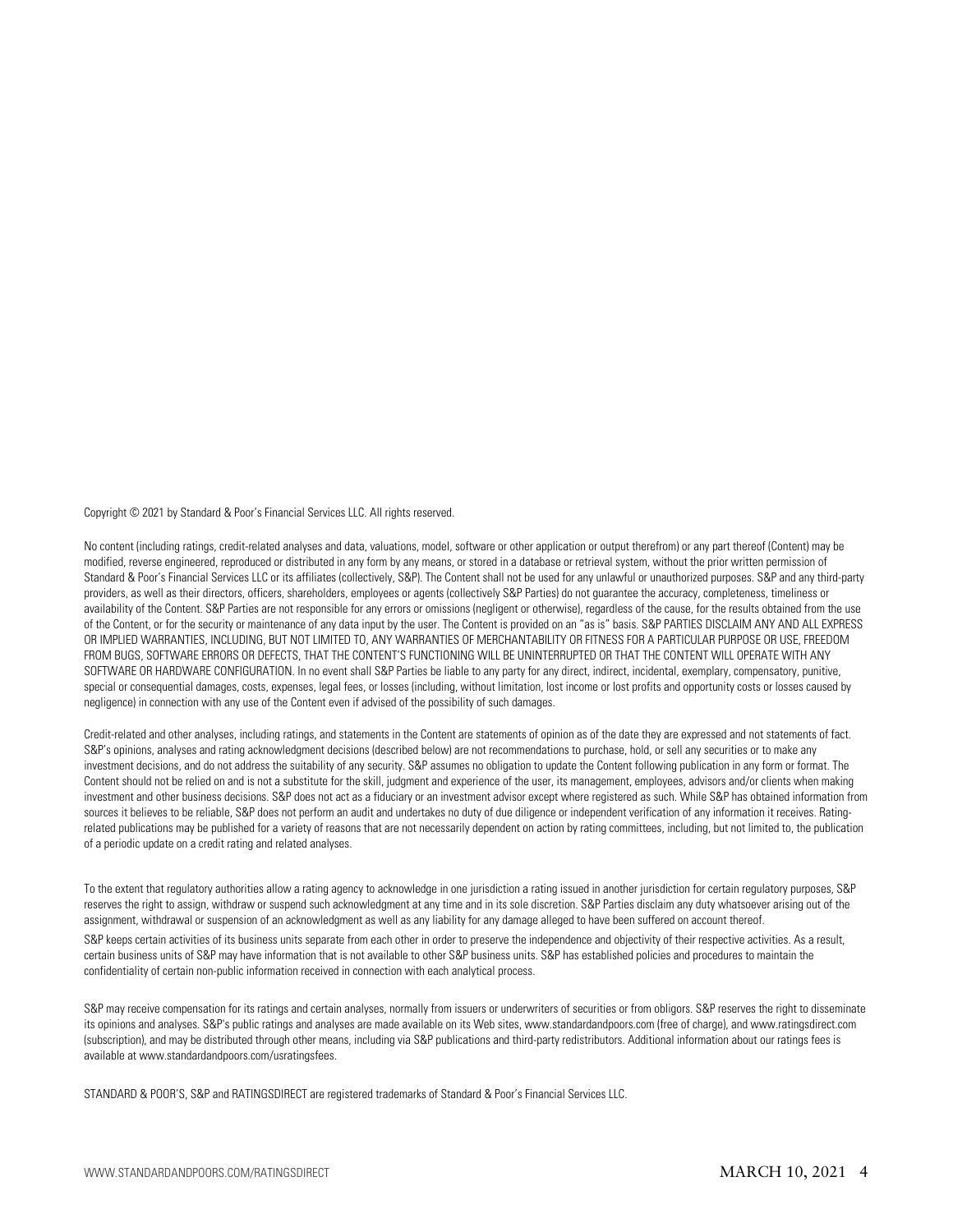Copyright © 2021 by Standard & Poor's Financial Services LLC. All rights reserved.

No content (including ratings, credit-related analyses and data, valuations, model, software or other application or output therefrom) or any part thereof (Content) may be modified, reverse engineered, reproduced or distributed in any form by any means, or stored in a database or retrieval system, without the prior written permission of Standard & Poor's Financial Services LLC or its affiliates (collectively, S&P). The Content shall not be used for any unlawful or unauthorized purposes. S&P and any third-party providers, as well as their directors, officers, shareholders, employees or agents (collectively S&P Parties) do not guarantee the accuracy, completeness, timeliness or availability of the Content. S&P Parties are not responsible for any errors or omissions (negligent or otherwise), regardless of the cause, for the results obtained from the use of the Content, or for the security or maintenance of any data input by the user. The Content is provided on an "as is" basis. S&P PARTIES DISCLAIM ANY AND ALL EXPRESS OR IMPLIED WARRANTIES, INCLUDING, BUT NOT LIMITED TO, ANY WARRANTIES OF MERCHANTABILITY OR FITNESS FOR A PARTICULAR PURPOSE OR USE, FREEDOM FROM BUGS, SOFTWARE ERRORS OR DEFECTS, THAT THE CONTENT'S FUNCTIONING WILL BE UNINTERRUPTED OR THAT THE CONTENT WILL OPERATE WITH ANY SOFTWARE OR HARDWARE CONFIGURATION. In no event shall S&P Parties be liable to any party for any direct, indirect, incidental, exemplary, compensatory, punitive, special or consequential damages, costs, expenses, legal fees, or losses (including, without limitation, lost income or lost profits and opportunity costs or losses caused by negligence) in connection with any use of the Content even if advised of the possibility of such damages.

Credit-related and other analyses, including ratings, and statements in the Content are statements of opinion as of the date they are expressed and not statements of fact. S&P's opinions, analyses and rating acknowledgment decisions (described below) are not recommendations to purchase, hold, or sell any securities or to make any investment decisions, and do not address the suitability of any security. S&P assumes no obligation to update the Content following publication in any form or format. The Content should not be relied on and is not a substitute for the skill, judgment and experience of the user, its management, employees, advisors and/or clients when making investment and other business decisions. S&P does not act as a fiduciary or an investment advisor except where registered as such. While S&P has obtained information from sources it believes to be reliable, S&P does not perform an audit and undertakes no duty of due diligence or independent verification of any information it receives. Rating-related publications may be published for a variety of reasons that are not necessarily dependent on action by rating committees, including, but not limited to, the publication of a periodic update on a credit rating and related analyses.

To the extent that regulatory authorities allow a rating agency to acknowledge in one jurisdiction a rating issued in another jurisdiction for certain regulatory purposes, S&P reserves the right to assign, withdraw or suspend such acknowledgment at any time and in its sole discretion. S&P Parties disclaim any duty whatsoever arising out of the assignment, withdrawal or suspension of an acknowledgment as well as any liability for any damage alleged to have been suffered on account thereof.

S&P keeps certain activities of its business units separate from each other in order to preserve the independence and objectivity of their respective activities. As a result, certain business units of S&P may have information that is not available to other S&P business units. S&P has established policies and procedures to maintain the confidentiality of certain non-public information received in connection with each analytical process.

S&P may receive compensation for its ratings and certain analyses, normally from issuers or underwriters of securities or from obligors. S&P reserves the right to disseminate its opinions and analyses. S&P's public ratings and analyses are made available on its Web sites, www.standardandpoors.com (free of charge), and www.ratingsdirect.com (subscription), and may be distributed through other means, including via S&P publications and third-party redistributors. Additional information about our ratings fees is available at www.standardandpoors.com/usratingsfees.

STANDARD & POOR'S, S&P and RATINGSDIRECT are registered trademarks of Standard & Poor's Financial Services LLC.